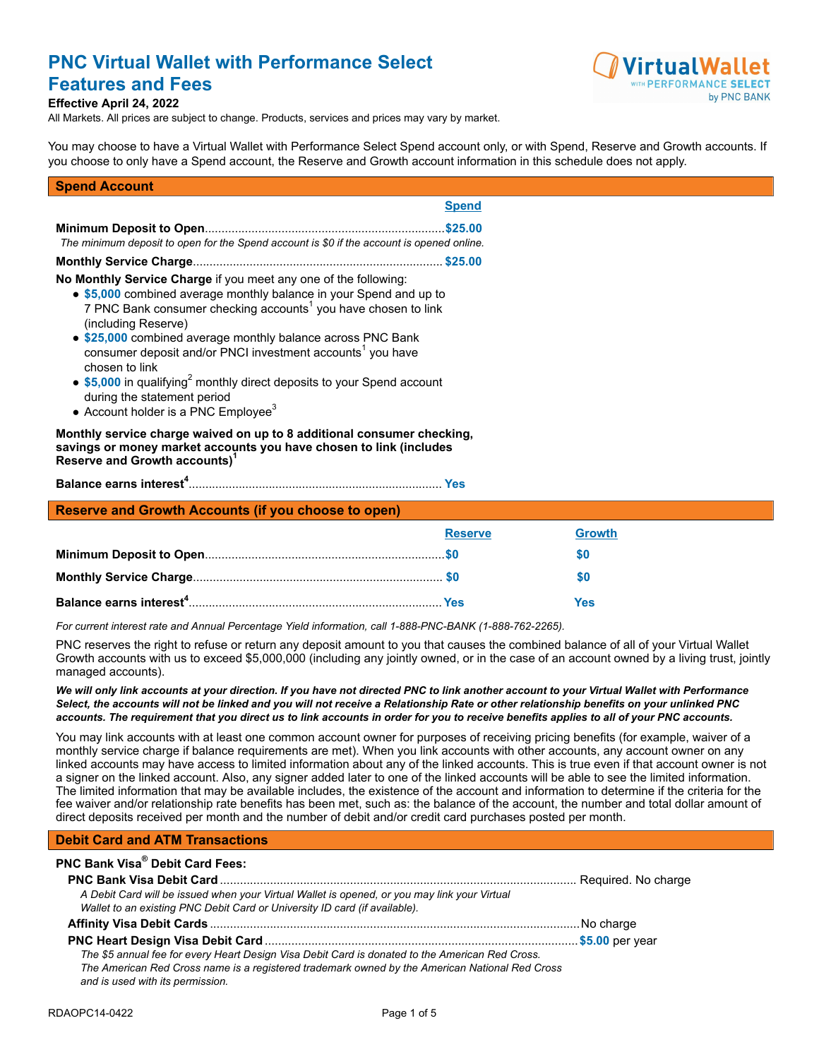# PNC Virtual Wallet with Performance Select Features and Fees

**Effective April 24, 2022**

All Markets. All prices are subject to change. Products, services and prices may vary by market.

You may choose to have a Virtual Wallet with Performance Select Spend account only, or with Spend, Reserve and Growth accounts. If you choose to only have a Spend account, the Reserve and Growth account information in this schedule does not apply.

## Spend Account

| | Spend |
|---|---|
| **Minimum Deposit to Open** | $25.00 |

*The minimum deposit to open for the Spend account is $0 if the account is opened online.*

| | |
|---|---|
| **Monthly Service Charge** | $25.00 |

**No Monthly Service Charge** if you meet any one of the following:

- **$5,000** combined average monthly balance in your Spend and up to 7 PNC Bank consumer checking accounts[1] you have chosen to link (including Reserve)
- **$25,000** combined average monthly balance across PNC Bank consumer deposit and/or PNCI investment accounts[1] you have chosen to link
- **$5,000** in qualifying[2] monthly direct deposits to your Spend account during the statement period
- Account holder is a PNC Employee[3]

**Monthly service charge waived on up to 8 additional consumer checking, savings or money market accounts you have chosen to link (includes Reserve and Growth accounts)[1]**

| | |
|---|---|
| **Balance earns interest[4]** | Yes |

## Reserve and Growth Accounts (if you choose to open)

| | Reserve | Growth |
|---|---|---|
| **Minimum Deposit to Open** | $0 | $0 |
| **Monthly Service Charge** | $0 | $0 |
| **Balance earns interest[4]** | Yes | Yes |

*For current interest rate and Annual Percentage Yield information, call 1-888-PNC-BANK (1-888-762-2265).*

PNC reserves the right to refuse or return any deposit amount to you that causes the combined balance of all of your Virtual Wallet Growth accounts with us to exceed $5,000,000 (including any jointly owned, or in the case of an account owned by a living trust, jointly managed accounts).

***We will only link accounts at your direction. If you have not directed PNC to link another account to your Virtual Wallet with Performance Select, the accounts will not be linked and you will not receive a Relationship Rate or other relationship benefits on your unlinked PNC accounts. The requirement that you direct us to link accounts in order for you to receive benefits applies to all of your PNC accounts.***

You may link accounts with at least one common account owner for purposes of receiving pricing benefits (for example, waiver of a monthly service charge if balance requirements are met). When you link accounts with other accounts, any account owner on any linked accounts may have access to limited information about any of the linked accounts. This is true even if that account owner is not a signer on the linked account. Also, any signer added later to one of the linked accounts will be able to see the limited information. The limited information that may be available includes, the existence of the account and information to determine if the criteria for the fee waiver and/or relationship rate benefits has been met, such as: the balance of the account, the number and total dollar amount of direct deposits received per month and the number of debit and/or credit card purchases posted per month.

## Debit Card and ATM Transactions

**PNC Bank Visa® Debit Card Fees:**

| | |
|---|---|
| **PNC Bank Visa Debit Card** | Required. No charge |

*A Debit Card will be issued when your Virtual Wallet is opened, or you may link your Virtual Wallet to an existing PNC Debit Card or University ID card (if available).*

| | |
|---|---|
| **Affinity Visa Debit Cards** | No charge |
| **PNC Heart Design Visa Debit Card** | $5.00 per year |

*The $5 annual fee for every Heart Design Visa Debit Card is donated to the American Red Cross. The American Red Cross name is a registered trademark owned by the American National Red Cross and is used with its permission.*

RDAOPC14-0422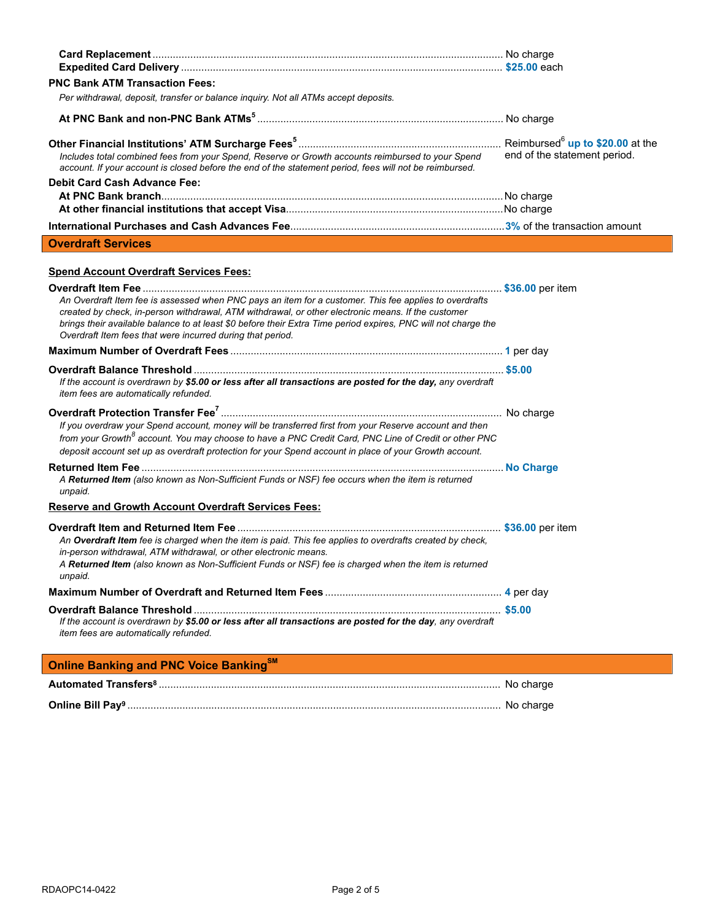**Card Replacement** ........................................ No charge
**Expedited Card Delivery** ........................................ **$25.00** each

**PNC Bank ATM Transaction Fees:**

*Per withdrawal, deposit, transfer or balance inquiry. Not all ATMs accept deposits.*

**At PNC Bank and non-PNC Bank ATMs**[5] ........................................ No charge

**Other Financial Institutions' ATM Surcharge Fees**[5] ........................................ Reimbursed[6] **up to $20.00** at the end of the statement period.

*Includes total combined fees from your Spend, Reserve or Growth accounts reimbursed to your Spend account. If your account is closed before the end of the statement period, fees will not be reimbursed.*

**Debit Card Cash Advance Fee:**

**At PNC Bank branch** ........................................ No charge
**At other financial institutions that accept Visa** ........................................ No charge

**International Purchases and Cash Advances Fee** ........................................ **3%** of the transaction amount

## Overdraft Services

**Spend Account Overdraft Services Fees:**

**Overdraft Item Fee** ........................................ **$36.00** per item

*An Overdraft Item fee is assessed when PNC pays an item for a customer. This fee applies to overdrafts created by check, in-person withdrawal, ATM withdrawal, or other electronic means. If the customer brings their available balance to at least $0 before their Extra Time period expires, PNC will not charge the Overdraft Item fees that were incurred during that period.*

**Maximum Number of Overdraft Fees** ........................................ **1** per day

**Overdraft Balance Threshold** ........................................ **$5.00**

*If the account is overdrawn by **$5.00 or less after all transactions are posted for the day,** any overdraft item fees are automatically refunded.*

**Overdraft Protection Transfer Fee**[7] ........................................ No charge

*If you overdraw your Spend account, money will be transferred first from your Reserve account and then from your Growth*[8] *account. You may choose to have a PNC Credit Card, PNC Line of Credit or other PNC deposit account set up as overdraft protection for your Spend account in place of your Growth account.*

**Returned Item Fee** ........................................ **No Charge**

*A **Returned Item** (also known as Non-Sufficient Funds or NSF) fee occurs when the item is returned unpaid.*

**Reserve and Growth Account Overdraft Services Fees:**

**Overdraft Item and Returned Item Fee** ........................................ **$36.00** per item

*An **Overdraft Item** fee is charged when the item is paid. This fee applies to overdrafts created by check, in-person withdrawal, ATM withdrawal, or other electronic means.*
*A **Returned Item** (also known as Non-Sufficient Funds or NSF) fee is charged when the item is returned unpaid.*

**Maximum Number of Overdraft and Returned Item Fees** ........................................ **4** per day

**Overdraft Balance Threshold** ........................................ **$5.00**

*If the account is overdrawn by **$5.00 or less after all transactions are posted for the day**, any overdraft item fees are automatically refunded.*

## Online Banking and PNC Voice Banking[SM]

**Automated Transfers**[8] ........................................ No charge

**Online Bill Pay**[9] ........................................ No charge

RDAOPC14-0422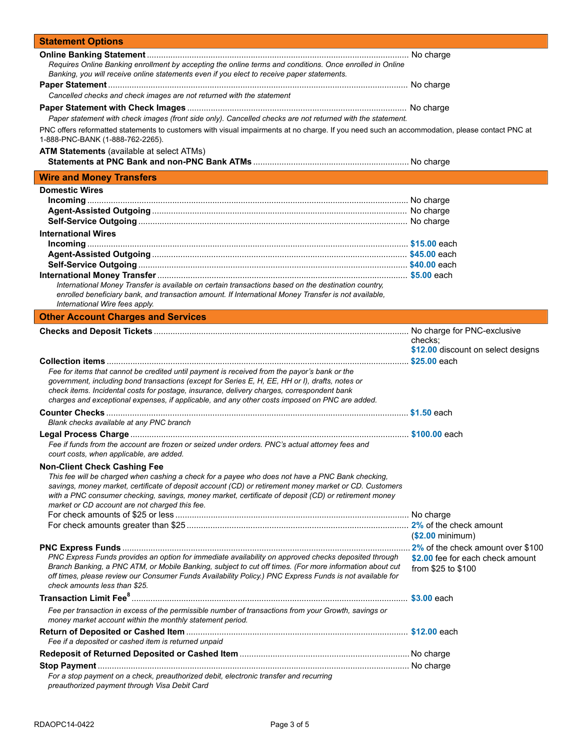## Statement Options

**Online Banking Statement** .............................................................. No charge

*Requires Online Banking enrollment by accepting the online terms and conditions. Once enrolled in Online Banking, you will receive online statements even if you elect to receive paper statements.*

**Paper Statement** .............................................................. No charge

*Cancelled checks and check images are not returned with the statement*

**Paper Statement with Check Images** .............................................................. No charge

*Paper statement with check images (front side only). Cancelled checks are not returned with the statement.*

PNC offers reformatted statements to customers with visual impairments at no charge. If you need such an accommodation, please contact PNC at 1-888-PNC-BANK (1-888-762-2265).

**ATM Statements** (available at select ATMs)

**Statements at PNC Bank and non-PNC Bank ATMs** .............................................................. No charge

## Wire and Money Transfers

**Domestic Wires**

**Incoming** .............................................................. No charge

**Agent-Assisted Outgoing** .............................................................. No charge

**Self-Service Outgoing** .............................................................. No charge

**International Wires**

**Incoming** .............................................................. **$15.00** each

**Agent-Assisted Outgoing** .............................................................. **$45.00** each

**Self-Service Outgoing** .............................................................. **$40.00** each

**International Money Transfer** .............................................................. **$5.00** each

*International Money Transfer is available on certain transactions based on the destination country, enrolled beneficiary bank, and transaction amount. If International Money Transfer is not available, International Wire fees apply.*

## Other Account Charges and Services

**Checks and Deposit Tickets** .............................................................. No charge for PNC-exclusive checks; **$12.00** discount on select designs

**Collection items** .............................................................. **$25.00** each

*Fee for items that cannot be credited until payment is received from the payor's bank or the government, including bond transactions (except for Series E, H, EE, HH or I), drafts, notes or check items. Incidental costs for postage, insurance, delivery charges, correspondent bank charges and exceptional expenses, if applicable, and any other costs imposed on PNC are added.*

**Counter Checks** .............................................................. **$1.50** each

*Blank checks available at any PNC branch*

**Legal Process Charge** .............................................................. **$100.00** each

*Fee if funds from the account are frozen or seized under orders. PNC's actual attorney fees and court costs, when applicable, are added.*

**Non-Client Check Cashing Fee**

*This fee will be charged when cashing a check for a payee who does not have a PNC Bank checking, savings, money market, certificate of deposit account (CD) or retirement money market or CD. Customers with a PNC consumer checking, savings, money market, certificate of deposit (CD) or retirement money market or CD account are not charged this fee.*

For check amounts of $25 or less .............................................................. No charge

For check amounts greater than $25 .............................................................. **2%** of the check amount (**$2.00** minimum)

**PNC Express Funds** .............................................................. **2%** of the check amount over $100; **$2.00** fee for each check amount from $25 to $100

*PNC Express Funds provides an option for immediate availability on approved checks deposited through Branch Banking, a PNC ATM, or Mobile Banking, subject to cut off times. (For more information about cut off times, please review our Consumer Funds Availability Policy.) PNC Express Funds is not available for check amounts less than $25.*

**Transaction Limit Fee**[8] .............................................................. **$3.00** each

*Fee per transaction in excess of the permissible number of transactions from your Growth, savings or money market account within the monthly statement period.*

**Return of Deposited or Cashed Item** .............................................................. **$12.00** each

*Fee if a deposited or cashed item is returned unpaid*

**Redeposit of Returned Deposited or Cashed Item** .............................................................. No charge

**Stop Payment** .............................................................. No charge

*For a stop payment on a check, preauthorized debit, electronic transfer and recurring preauthorized payment through Visa Debit Card*

RDAOPC14-0422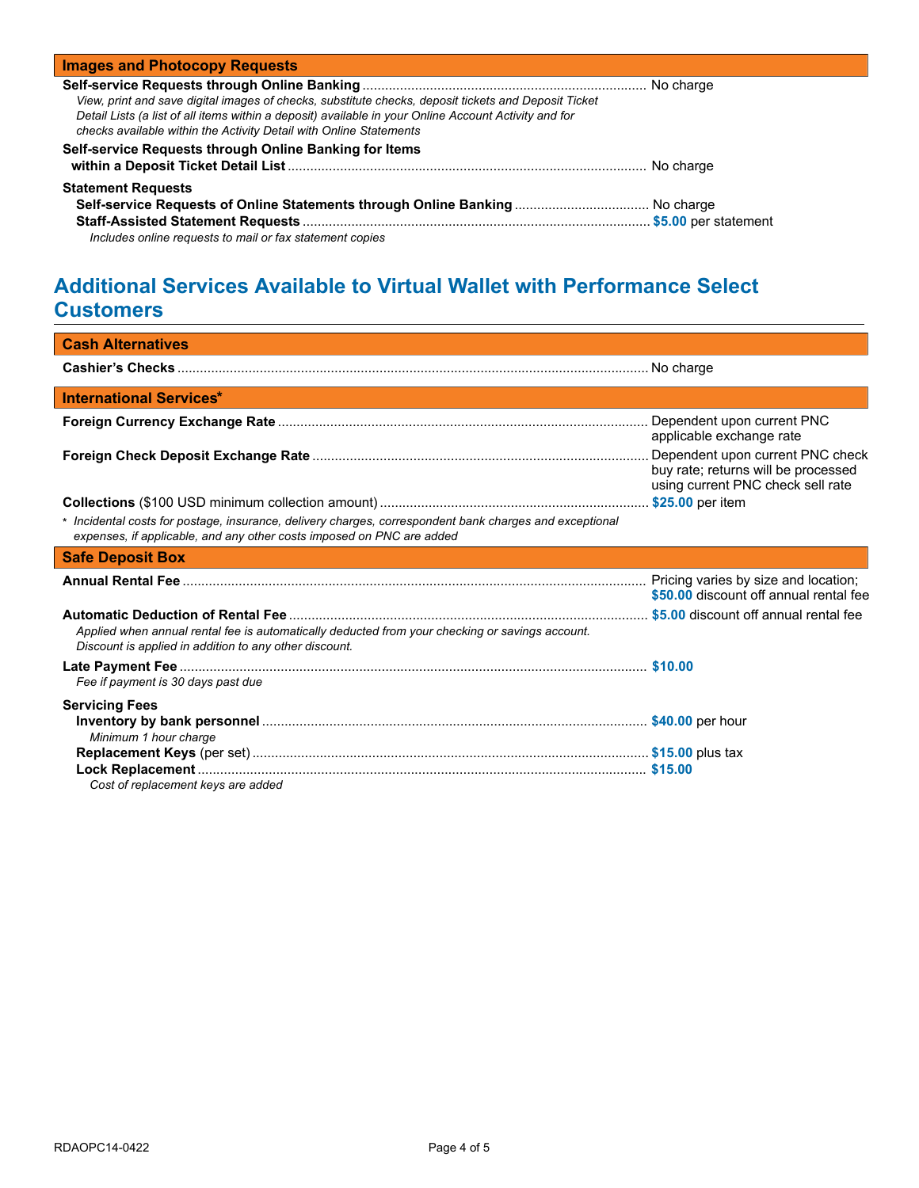### Images and Photocopy Requests

**Self-service Requests through Online Banking** ........ No charge

*View, print and save digital images of checks, substitute checks, deposit tickets and Deposit Ticket Detail Lists (a list of all items within a deposit) available in your Online Account Activity and for checks available within the Activity Detail with Online Statements*

**Self-service Requests through Online Banking for Items within a Deposit Ticket Detail List** ........ No charge

**Statement Requests**

- **Self-service Requests of Online Statements through Online Banking** ........ No charge
- **Staff-Assisted Statement Requests** ........ **$5.00** per statement
  *Includes online requests to mail or fax statement copies*

## Additional Services Available to Virtual Wallet with Performance Select Customers

### Cash Alternatives

**Cashier's Checks** ........ No charge

### International Services*

**Foreign Currency Exchange Rate** ........ Dependent upon current PNC applicable exchange rate

**Foreign Check Deposit Exchange Rate** ........ Dependent upon current PNC check buy rate; returns will be processed using current PNC check sell rate

**Collections** ($100 USD minimum collection amount) ........ **$25.00** per item

*\* Incidental costs for postage, insurance, delivery charges, correspondent bank charges and exceptional expenses, if applicable, and any other costs imposed on PNC are added*

### Safe Deposit Box

**Annual Rental Fee** ........ Pricing varies by size and location; **$50.00** discount off annual rental fee

**Automatic Deduction of Rental Fee** ........ **$5.00** discount off annual rental fee

*Applied when annual rental fee is automatically deducted from your checking or savings account. Discount is applied in addition to any other discount.*

**Late Payment Fee** ........ **$10.00**

*Fee if payment is 30 days past due*

**Servicing Fees**

- **Inventory by bank personnel** ........ **$40.00** per hour
  *Minimum 1 hour charge*
- **Replacement Keys** (per set) ........ **$15.00** plus tax
- **Lock Replacement** ........ **$15.00**
  *Cost of replacement keys are added*

RDAOPC14-0422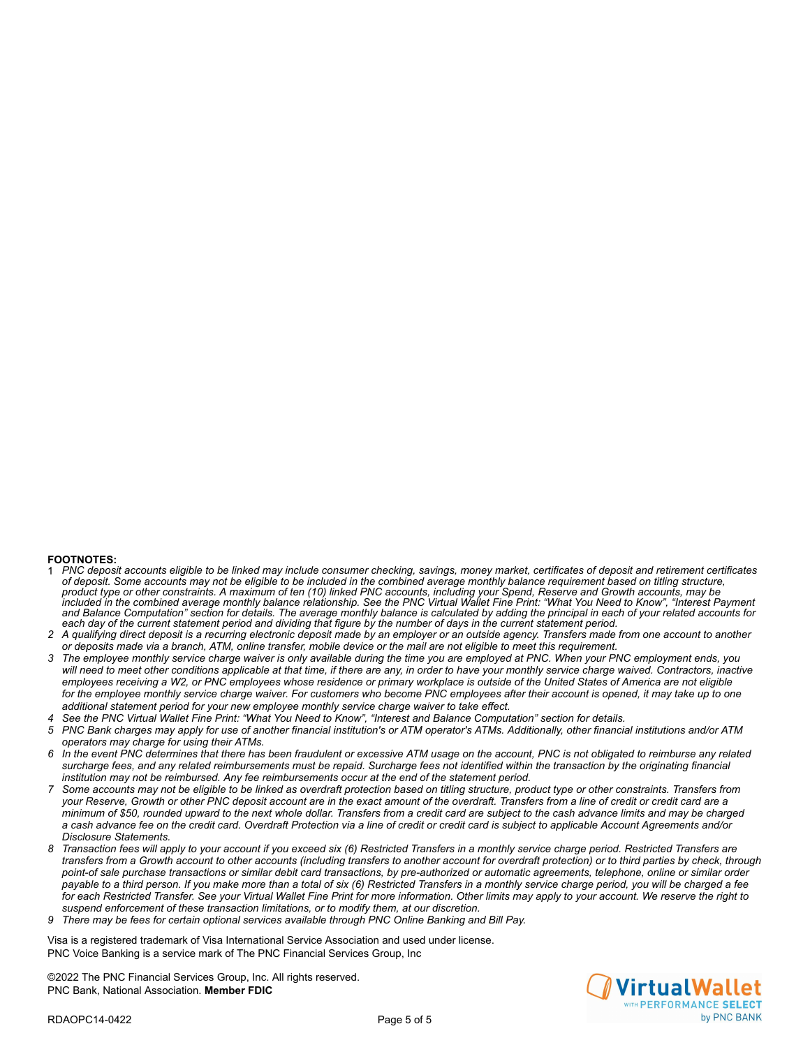**FOOTNOTES:**

1 *PNC deposit accounts eligible to be linked may include consumer checking, savings, money market, certificates of deposit and retirement certificates of deposit. Some accounts may not be eligible to be included in the combined average monthly balance requirement based on titling structure, product type or other constraints. A maximum of ten (10) linked PNC accounts, including your Spend, Reserve and Growth accounts, may be included in the combined average monthly balance relationship. See the PNC Virtual Wallet Fine Print: "What You Need to Know", "Interest Payment and Balance Computation" section for details. The average monthly balance is calculated by adding the principal in each of your related accounts for each day of the current statement period and dividing that figure by the number of days in the current statement period.*

2 *A qualifying direct deposit is a recurring electronic deposit made by an employer or an outside agency. Transfers made from one account to another or deposits made via a branch, ATM, online transfer, mobile device or the mail are not eligible to meet this requirement.*

3 *The employee monthly service charge waiver is only available during the time you are employed at PNC. When your PNC employment ends, you will need to meet other conditions applicable at that time, if there are any, in order to have your monthly service charge waived. Contractors, inactive employees receiving a W2, or PNC employees whose residence or primary workplace is outside of the United States of America are not eligible for the employee monthly service charge waiver. For customers who become PNC employees after their account is opened, it may take up to one additional statement period for your new employee monthly service charge waiver to take effect.*

4 *See the PNC Virtual Wallet Fine Print: "What You Need to Know", "Interest and Balance Computation" section for details.*

5 *PNC Bank charges may apply for use of another financial institution's or ATM operator's ATMs. Additionally, other financial institutions and/or ATM operators may charge for using their ATMs.*

6 *In the event PNC determines that there has been fraudulent or excessive ATM usage on the account, PNC is not obligated to reimburse any related surcharge fees, and any related reimbursements must be repaid. Surcharge fees not identified within the transaction by the originating financial institution may not be reimbursed. Any fee reimbursements occur at the end of the statement period.*

7 *Some accounts may not be eligible to be linked as overdraft protection based on titling structure, product type or other constraints. Transfers from your Reserve, Growth or other PNC deposit account are in the exact amount of the overdraft. Transfers from a line of credit or credit card are a minimum of $50, rounded upward to the next whole dollar. Transfers from a credit card are subject to the cash advance limits and may be charged a cash advance fee on the credit card. Overdraft Protection via a line of credit or credit card is subject to applicable Account Agreements and/or Disclosure Statements.*

8 *Transaction fees will apply to your account if you exceed six (6) Restricted Transfers in a monthly service charge period. Restricted Transfers are transfers from a Growth account to other accounts (including transfers to another account for overdraft protection) or to third parties by check, through point-of sale purchase transactions or similar debit card transactions, by pre-authorized or automatic agreements, telephone, online or similar order payable to a third person. If you make more than a total of six (6) Restricted Transfers in a monthly service charge period, you will be charged a fee for each Restricted Transfer. See your Virtual Wallet Fine Print for more information. Other limits may apply to your account. We reserve the right to suspend enforcement of these transaction limitations, or to modify them, at our discretion.*

9 *There may be fees for certain optional services available through PNC Online Banking and Bill Pay.*

Visa is a registered trademark of Visa International Service Association and used under license.
PNC Voice Banking is a service mark of The PNC Financial Services Group, Inc

©2022 The PNC Financial Services Group, Inc. All rights reserved.
PNC Bank, National Association. **Member FDIC**

Virtual Wallet WITH PERFORMANCE SELECT by PNC BANK

RDAOPC14-0422